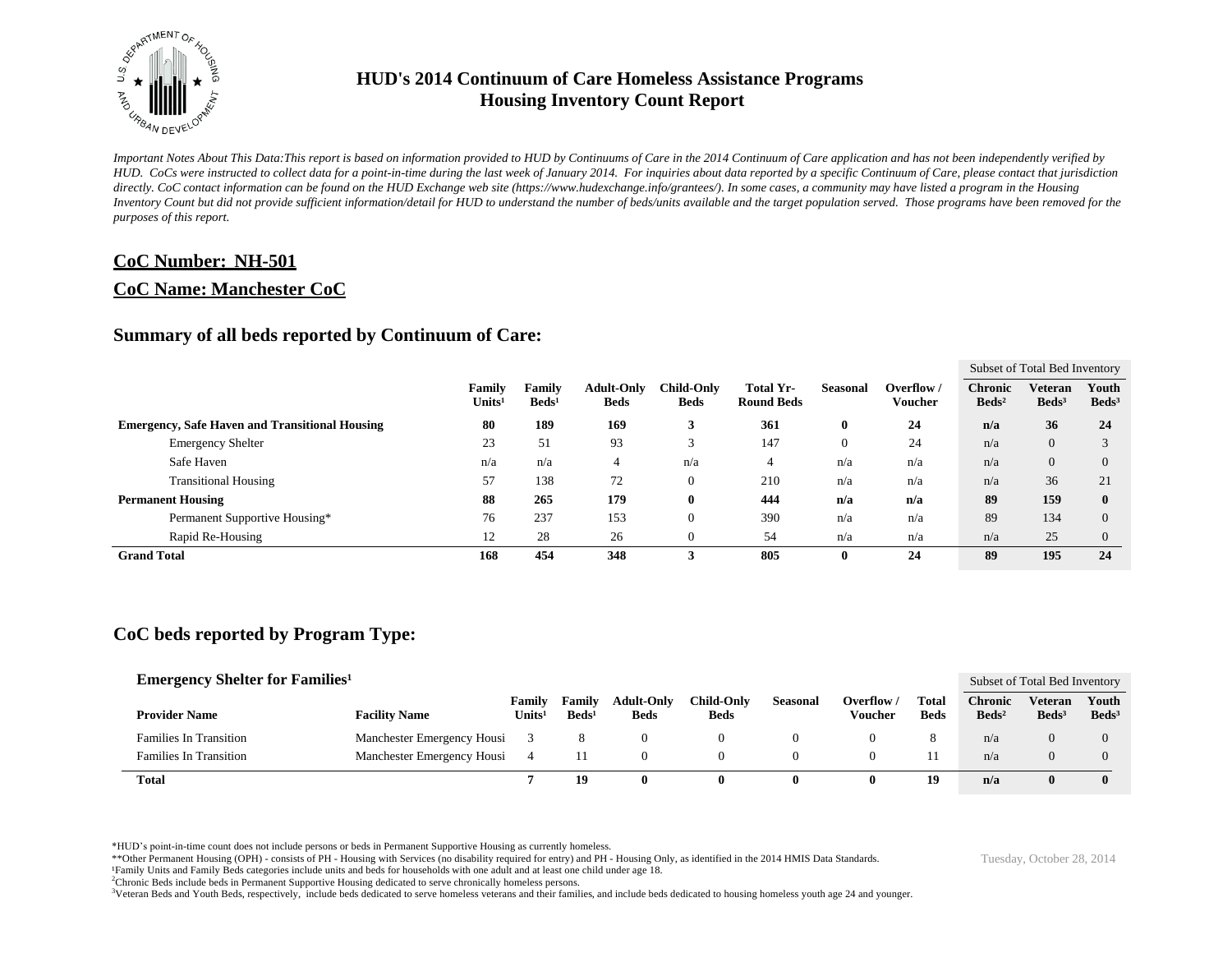# HUD's 2014 Continuum of Care Homeless Assistance Programs
# Housing Inventory Count Report

*Important Notes About This Data:This report is based on information provided to HUD by Continuums of Care in the 2014 Continuum of Care application and has not been independently verified by HUD. CoCs were instructed to collect data for a point-in-time during the last week of January 2014. For inquiries about data reported by a specific Continuum of Care, please contact that jurisdiction directly. CoC contact information can be found on the HUD Exchange web site (https://www.hudexchange.info/grantees/). In some cases, a community may have listed a program in the Housing Inventory Count but did not provide sufficient information/detail for HUD to understand the number of beds/units available and the target population served. Those programs have been removed for the purposes of this report.*

## CoC Number: NH-501

## CoC Name: Manchester CoC

## Summary of all beds reported by Continuum of Care:

| | Family Units[1] | Family Beds[1] | Adult-Only Beds | Child-Only Beds | Total Yr-Round Beds | Seasonal | Overflow / Voucher | Subset of Total Bed Inventory: Chronic Beds[2] | Veteran Beds[3] | Youth Beds[3] |
|---|---|---|---|---|---|---|---|---|---|---|
| **Emergency, Safe Haven and Transitional Housing** | **80** | **189** | **169** | **3** | **361** | **0** | **24** | **n/a** | **36** | **24** |
| Emergency Shelter | 23 | 51 | 93 | 3 | 147 | 0 | 24 | n/a | 0 | 3 |
| Safe Haven | n/a | n/a | 4 | n/a | 4 | n/a | n/a | n/a | 0 | 0 |
| Transitional Housing | 57 | 138 | 72 | 0 | 210 | n/a | n/a | n/a | 36 | 21 |
| **Permanent Housing** | **88** | **265** | **179** | **0** | **444** | **n/a** | **n/a** | **89** | **159** | **0** |
| Permanent Supportive Housing* | 76 | 237 | 153 | 0 | 390 | n/a | n/a | 89 | 134 | 0 |
| Rapid Re-Housing | 12 | 28 | 26 | 0 | 54 | n/a | n/a | n/a | 25 | 0 |
| **Grand Total** | **168** | **454** | **348** | **3** | **805** | **0** | **24** | **89** | **195** | **24** |

## CoC beds reported by Program Type:

### Emergency Shelter for Families[1]

| Provider Name | Facility Name | Family Units[1] | Family Beds[1] | Adult-Only Beds | Child-Only Beds | Seasonal | Overflow / Voucher | Total Beds | Subset of Total Bed Inventory: Chronic Beds[2] | Veteran Beds[3] | Youth Beds[3] |
|---|---|---|---|---|---|---|---|---|---|---|---|
| Families In Transition | Manchester Emergency Housi | 3 | 8 | 0 | 0 | 0 | 0 | 8 | n/a | 0 | 0 |
| Families In Transition | Manchester Emergency Housi | 4 | 11 | 0 | 0 | 0 | 0 | 11 | n/a | 0 | 0 |
| **Total** | | **7** | **19** | **0** | **0** | **0** | **0** | **19** | **n/a** | **0** | **0** |

*HUD's point-in-time count does not include persons or beds in Permanent Supportive Housing as currently homeless.

**Other Permanent Housing (OPH) - consists of PH - Housing with Services (no disability required for entry) and PH - Housing Only, as identified in the 2014 HMIS Data Standards.

[1]Family Units and Family Beds categories include units and beds for households with one adult and at least one child under age 18.

[2]Chronic Beds include beds in Permanent Supportive Housing dedicated to serve chronically homeless persons.

[3]Veteran Beds and Youth Beds, respectively, include beds dedicated to serve homeless veterans and their families, and include beds dedicated to housing homeless youth age 24 and younger.

Tuesday, October 28, 2014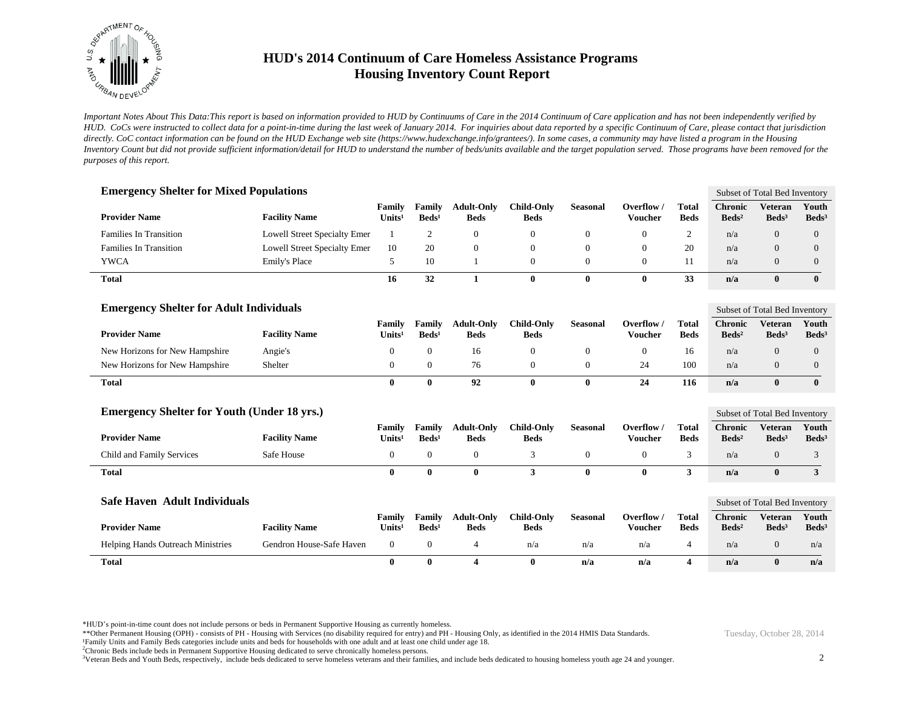# HUD's 2014 Continuum of Care Homeless Assistance Programs
# Housing Inventory Count Report

*Important Notes About This Data:This report is based on information provided to HUD by Continuums of Care in the 2014 Continuum of Care application and has not been independently verified by HUD. CoCs were instructed to collect data for a point-in-time during the last week of January 2014. For inquiries about data reported by a specific Continuum of Care, please contact that jurisdiction directly. CoC contact information can be found on the HUD Exchange web site (https://www.hudexchange.info/grantees/). In some cases, a community may have listed a program in the Housing Inventory Count but did not provide sufficient information/detail for HUD to understand the number of beds/units available and the target population served. Those programs have been removed for the purposes of this report.*

## Emergency Shelter for Mixed Populations

| | | | | | | | | | Subset of Total Bed Inventory | | |
|---|---|---|---|---|---|---|---|---|---|---|---|
| **Provider Name** | **Facility Name** | **Family Units[1]** | **Family Beds[1]** | **Adult-Only Beds** | **Child-Only Beds** | **Seasonal** | **Overflow / Voucher** | **Total Beds** | **Chronic Beds[2]** | **Veteran Beds[3]** | **Youth Beds[3]** |
| Families In Transition | Lowell Street Specialty Emer | 1 | 2 | 0 | 0 | 0 | 0 | 2 | n/a | 0 | 0 |
| Families In Transition | Lowell Street Specialty Emer | 10 | 20 | 0 | 0 | 0 | 0 | 20 | n/a | 0 | 0 |
| YWCA | Emily's Place | 5 | 10 | 1 | 0 | 0 | 0 | 11 | n/a | 0 | 0 |
| **Total** | | **16** | **32** | **1** | **0** | **0** | **0** | **33** | **n/a** | **0** | **0** |

## Emergency Shelter for Adult Individuals

| | | | | | | | | | Subset of Total Bed Inventory | | |
|---|---|---|---|---|---|---|---|---|---|---|---|
| **Provider Name** | **Facility Name** | **Family Units[1]** | **Family Beds[1]** | **Adult-Only Beds** | **Child-Only Beds** | **Seasonal** | **Overflow / Voucher** | **Total Beds** | **Chronic Beds[2]** | **Veteran Beds[3]** | **Youth Beds[3]** |
| New Horizons for New Hampshire | Angie's | 0 | 0 | 16 | 0 | 0 | 0 | 16 | n/a | 0 | 0 |
| New Horizons for New Hampshire | Shelter | 0 | 0 | 76 | 0 | 0 | 24 | 100 | n/a | 0 | 0 |
| **Total** | | **0** | **0** | **92** | **0** | **0** | **24** | **116** | **n/a** | **0** | **0** |

## Emergency Shelter for Youth (Under 18 yrs.)

| | | | | | | | | | Subset of Total Bed Inventory | | |
|---|---|---|---|---|---|---|---|---|---|---|---|
| **Provider Name** | **Facility Name** | **Family Units[1]** | **Family Beds[1]** | **Adult-Only Beds** | **Child-Only Beds** | **Seasonal** | **Overflow / Voucher** | **Total Beds** | **Chronic Beds[2]** | **Veteran Beds[3]** | **Youth Beds[3]** |
| Child and Family Services | Safe House | 0 | 0 | 0 | 3 | 0 | 0 | 3 | n/a | 0 | 3 |
| **Total** | | **0** | **0** | **0** | **3** | **0** | **0** | **3** | **n/a** | **0** | **3** |

## Safe Haven Adult Individuals

| | | | | | | | | | Subset of Total Bed Inventory | | |
|---|---|---|---|---|---|---|---|---|---|---|---|
| **Provider Name** | **Facility Name** | **Family Units[1]** | **Family Beds[1]** | **Adult-Only Beds** | **Child-Only Beds** | **Seasonal** | **Overflow / Voucher** | **Total Beds** | **Chronic Beds[2]** | **Veteran Beds[3]** | **Youth Beds[3]** |
| Helping Hands Outreach Ministries | Gendron House-Safe Haven | 0 | 0 | 4 | n/a | n/a | n/a | 4 | n/a | 0 | n/a |
| **Total** | | **0** | **0** | **4** | **0** | **n/a** | **n/a** | **4** | **n/a** | **0** | **n/a** |

*HUD's point-in-time count does not include persons or beds in Permanent Supportive Housing as currently homeless.

**Other Permanent Housing (OPH) - consists of PH - Housing with Services (no disability required for entry) and PH - Housing Only, as identified in the 2014 HMIS Data Standards.

[1]Family Units and Family Beds categories include units and beds for households with one adult and at least one child under age 18.

[2]Chronic Beds include beds in Permanent Supportive Housing dedicated to serve chronically homeless persons.

[3]Veteran Beds and Youth Beds, respectively, include beds dedicated to serve homeless veterans and their families, and include beds dedicated to housing homeless youth age 24 and younger.

Tuesday, October 28, 2014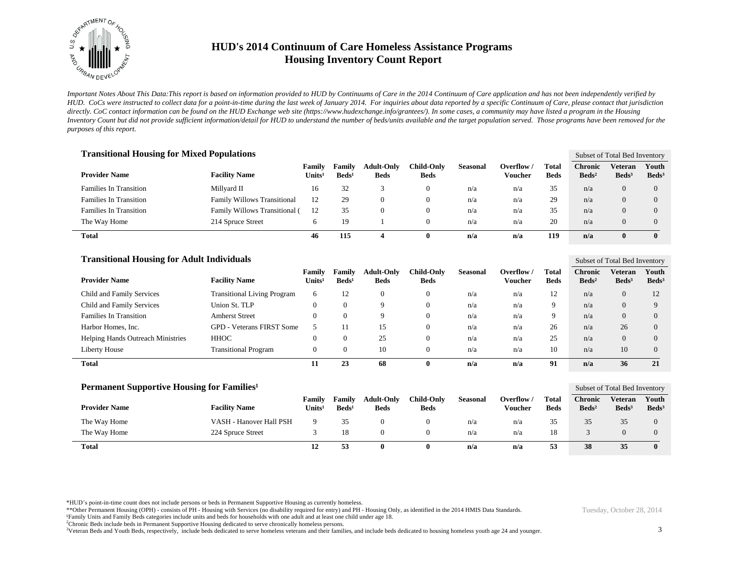# HUD's 2014 Continuum of Care Homeless Assistance Programs
## Housing Inventory Count Report

*Important Notes About This Data:This report is based on information provided to HUD by Continuums of Care in the 2014 Continuum of Care application and has not been independently verified by HUD. CoCs were instructed to collect data for a point-in-time during the last week of January 2014. For inquiries about data reported by a specific Continuum of Care, please contact that jurisdiction directly. CoC contact information can be found on the HUD Exchange web site (https://www.hudexchange.info/grantees/). In some cases, a community may have listed a program in the Housing Inventory Count but did not provide sufficient information/detail for HUD to understand the number of beds/units available and the target population served. Those programs have been removed for the purposes of this report.*

### Transitional Housing for Mixed Populations

| Provider Name | Facility Name | Family Units[1] | Family Beds[1] | Adult-Only Beds | Child-Only Beds | Seasonal | Overflow / Voucher | Total Beds | Subset of Total Bed Inventory: Chronic Beds[2] | Veteran Beds[3] | Youth Beds[3] |
|---|---|---|---|---|---|---|---|---|---|---|---|
| Families In Transition | Millyard II | 16 | 32 | 3 | 0 | n/a | n/a | 35 | n/a | 0 | 0 |
| Families In Transition | Family Willows Transitional | 12 | 29 | 0 | 0 | n/a | n/a | 29 | n/a | 0 | 0 |
| Families In Transition | Family Willows Transitional ( | 12 | 35 | 0 | 0 | n/a | n/a | 35 | n/a | 0 | 0 |
| The Way Home | 214 Spruce Street | 6 | 19 | 1 | 0 | n/a | n/a | 20 | n/a | 0 | 0 |
| **Total** | | **46** | **115** | **4** | **0** | **n/a** | **n/a** | **119** | **n/a** | **0** | **0** |

### Transitional Housing for Adult Individuals

| Provider Name | Facility Name | Family Units[1] | Family Beds[1] | Adult-Only Beds | Child-Only Beds | Seasonal | Overflow / Voucher | Total Beds | Subset of Total Bed Inventory: Chronic Beds[2] | Veteran Beds[3] | Youth Beds[3] |
|---|---|---|---|---|---|---|---|---|---|---|---|
| Child and Family Services | Transitional Living Program | 6 | 12 | 0 | 0 | n/a | n/a | 12 | n/a | 0 | 12 |
| Child and Family Services | Union St. TLP | 0 | 0 | 9 | 0 | n/a | n/a | 9 | n/a | 0 | 9 |
| Families In Transition | Amherst Street | 0 | 0 | 9 | 0 | n/a | n/a | 9 | n/a | 0 | 0 |
| Harbor Homes, Inc. | GPD - Veterans FIRST Some | 5 | 11 | 15 | 0 | n/a | n/a | 26 | n/a | 26 | 0 |
| Helping Hands Outreach Ministries | HHOC | 0 | 0 | 25 | 0 | n/a | n/a | 25 | n/a | 0 | 0 |
| Liberty House | Transitional Program | 0 | 0 | 10 | 0 | n/a | n/a | 10 | n/a | 10 | 0 |
| **Total** | | **11** | **23** | **68** | **0** | **n/a** | **n/a** | **91** | **n/a** | **36** | **21** |

### Permanent Supportive Housing for Families[1]

| Provider Name | Facility Name | Family Units[1] | Family Beds[1] | Adult-Only Beds | Child-Only Beds | Seasonal | Overflow / Voucher | Total Beds | Subset of Total Bed Inventory: Chronic Beds[2] | Veteran Beds[3] | Youth Beds[3] |
|---|---|---|---|---|---|---|---|---|---|---|---|
| The Way Home | VASH - Hanover Hall PSH | 9 | 35 | 0 | 0 | n/a | n/a | 35 | 35 | 35 | 0 |
| The Way Home | 224 Spruce Street | 3 | 18 | 0 | 0 | n/a | n/a | 18 | 3 | 0 | 0 |
| **Total** | | **12** | **53** | **0** | **0** | **n/a** | **n/a** | **53** | **38** | **35** | **0** |

*HUD's point-in-time count does not include persons or beds in Permanent Supportive Housing as currently homeless.
**Other Permanent Housing (OPH) - consists of PH - Housing with Services (no disability required for entry) and PH - Housing Only, as identified in the 2014 HMIS Data Standards.
[1]Family Units and Family Beds categories include units and beds for households with one adult and at least one child under age 18.
[2]Chronic Beds include beds in Permanent Supportive Housing dedicated to serve chronically homeless persons.
[3]Veteran Beds and Youth Beds, respectively, include beds dedicated to serve homeless veterans and their families, and include beds dedicated to housing homeless youth age 24 and younger.

Tuesday, October 28, 2014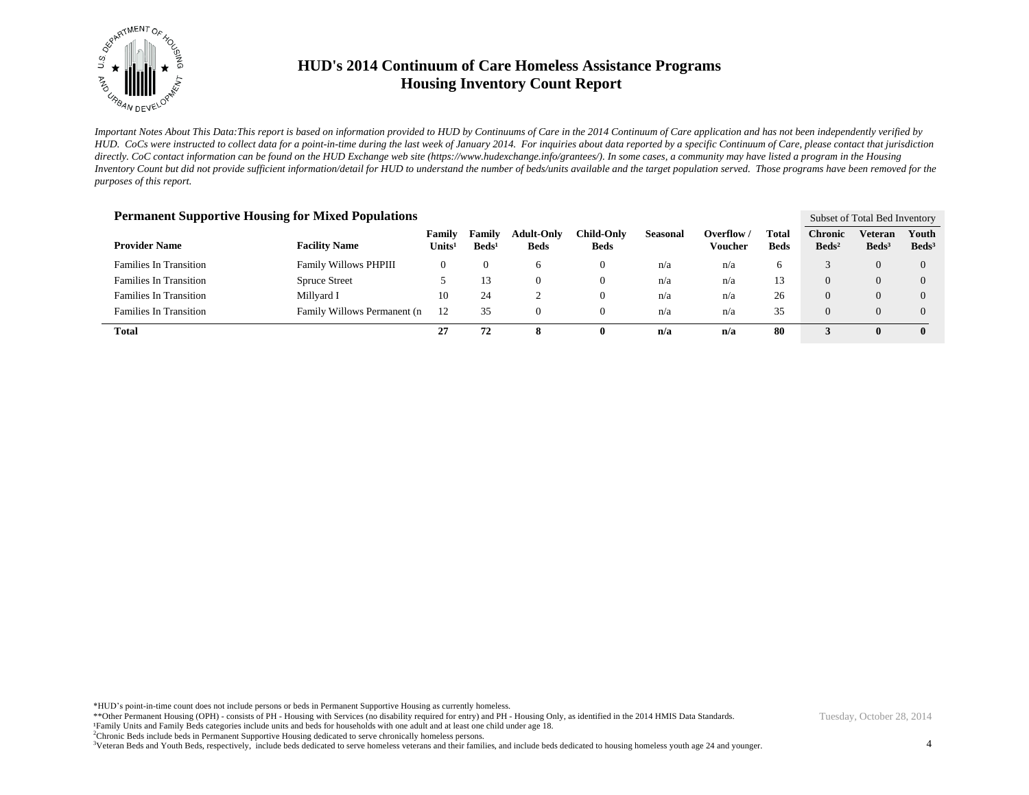# HUD's 2014 Continuum of Care Homeless Assistance Programs
## Housing Inventory Count Report

*Important Notes About This Data:This report is based on information provided to HUD by Continuums of Care in the 2014 Continuum of Care application and has not been independently verified by HUD. CoCs were instructed to collect data for a point-in-time during the last week of January 2014. For inquiries about data reported by a specific Continuum of Care, please contact that jurisdiction directly. CoC contact information can be found on the HUD Exchange web site (https://www.hudexchange.info/grantees/). In some cases, a community may have listed a program in the Housing Inventory Count but did not provide sufficient information/detail for HUD to understand the number of beds/units available and the target population served. Those programs have been removed for the purposes of this report.*

### Permanent Supportive Housing for Mixed Populations

| | | | | | | | | | Subset of Total Bed Inventory | | |
|---|---|---|---|---|---|---|---|---|---|---|---|
| **Provider Name** | **Facility Name** | **Family Units[1]** | **Family Beds[1]** | **Adult-Only Beds** | **Child-Only Beds** | **Seasonal** | **Overflow / Voucher** | **Total Beds** | **Chronic Beds[2]** | **Veteran Beds[3]** | **Youth Beds[3]** |
| Families In Transition | Family Willows PHPIII | 0 | 0 | 6 | 0 | n/a | n/a | 6 | 3 | 0 | 0 |
| Families In Transition | Spruce Street | 5 | 13 | 0 | 0 | n/a | n/a | 13 | 0 | 0 | 0 |
| Families In Transition | Millyard I | 10 | 24 | 2 | 0 | n/a | n/a | 26 | 0 | 0 | 0 |
| Families In Transition | Family Willows Permanent (n | 12 | 35 | 0 | 0 | n/a | n/a | 35 | 0 | 0 | 0 |
| **Total** | | **27** | **72** | **8** | **0** | **n/a** | **n/a** | **80** | **3** | **0** | **0** |

*HUD's point-in-time count does not include persons or beds in Permanent Supportive Housing as currently homeless.

**Other Permanent Housing (OPH) - consists of PH - Housing with Services (no disability required for entry) and PH - Housing Only, as identified in the 2014 HMIS Data Standards.

[1]Family Units and Family Beds categories include units and beds for households with one adult and at least one child under age 18.

[2]Chronic Beds include beds in Permanent Supportive Housing dedicated to serve chronically homeless persons.

[3]Veteran Beds and Youth Beds, respectively, include beds dedicated to serve homeless veterans and their families, and include beds dedicated to housing homeless youth age 24 and younger.

Tuesday, October 28, 2014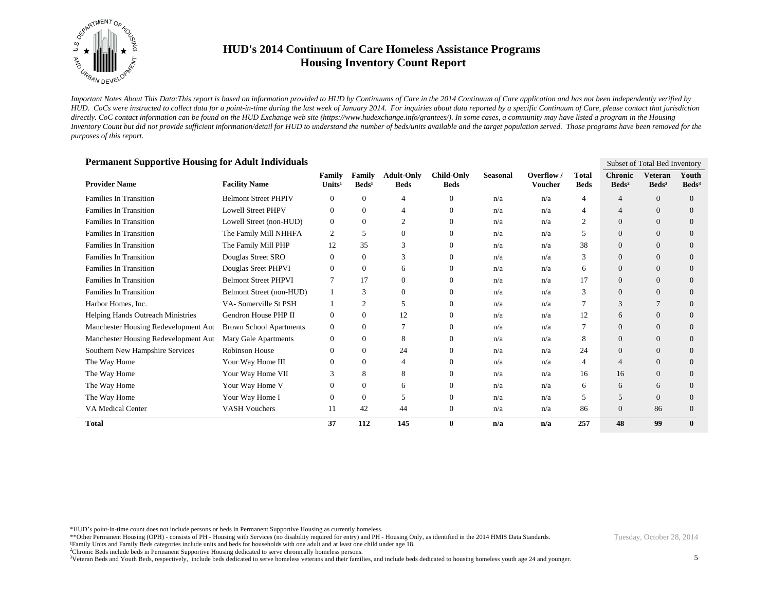# HUD's 2014 Continuum of Care Homeless Assistance Programs
## Housing Inventory Count Report

*Important Notes About This Data:This report is based on information provided to HUD by Continuums of Care in the 2014 Continuum of Care application and has not been independently verified by HUD. CoCs were instructed to collect data for a point-in-time during the last week of January 2014. For inquiries about data reported by a specific Continuum of Care, please contact that jurisdiction directly. CoC contact information can be found on the HUD Exchange web site (https://www.hudexchange.info/grantees/). In some cases, a community may have listed a program in the Housing Inventory Count but did not provide sufficient information/detail for HUD to understand the number of beds/units available and the target population served. Those programs have been removed for the purposes of this report.*

### Permanent Supportive Housing for Adult Individuals

| | | | | | | | | | Subset of Total Bed Inventory | | |
|---|---|---|---|---|---|---|---|---|---|---|---|
| **Provider Name** | **Facility Name** | **Family Units[1]** | **Family Beds[1]** | **Adult-Only Beds** | **Child-Only Beds** | **Seasonal** | **Overflow / Voucher** | **Total Beds** | **Chronic Beds[2]** | **Veteran Beds[3]** | **Youth Beds[3]** |
| Families In Transition | Belmont Street PHPIV | 0 | 0 | 4 | 0 | n/a | n/a | 4 | 4 | 0 | 0 |
| Families In Transition | Lowell Street PHPV | 0 | 0 | 4 | 0 | n/a | n/a | 4 | 4 | 0 | 0 |
| Families In Transition | Lowell Street (non-HUD) | 0 | 0 | 2 | 0 | n/a | n/a | 2 | 0 | 0 | 0 |
| Families In Transition | The Family Mill NHHFA | 2 | 5 | 0 | 0 | n/a | n/a | 5 | 0 | 0 | 0 |
| Families In Transition | The Family Mill PHP | 12 | 35 | 3 | 0 | n/a | n/a | 38 | 0 | 0 | 0 |
| Families In Transition | Douglas Street SRO | 0 | 0 | 3 | 0 | n/a | n/a | 3 | 0 | 0 | 0 |
| Families In Transition | Douglas Sreet PHPVI | 0 | 0 | 6 | 0 | n/a | n/a | 6 | 0 | 0 | 0 |
| Families In Transition | Belmont Street PHPVI | 7 | 17 | 0 | 0 | n/a | n/a | 17 | 0 | 0 | 0 |
| Families In Transition | Belmont Street (non-HUD) | 1 | 3 | 0 | 0 | n/a | n/a | 3 | 0 | 0 | 0 |
| Harbor Homes, Inc. | VA- Somerville St PSH | 1 | 2 | 5 | 0 | n/a | n/a | 7 | 3 | 7 | 0 |
| Helping Hands Outreach Ministries | Gendron House PHP II | 0 | 0 | 12 | 0 | n/a | n/a | 12 | 6 | 0 | 0 |
| Manchester Housing Redevelopment Aut | Brown School Apartments | 0 | 0 | 7 | 0 | n/a | n/a | 7 | 0 | 0 | 0 |
| Manchester Housing Redevelopment Aut | Mary Gale Apartments | 0 | 0 | 8 | 0 | n/a | n/a | 8 | 0 | 0 | 0 |
| Southern New Hampshire Services | Robinson House | 0 | 0 | 24 | 0 | n/a | n/a | 24 | 0 | 0 | 0 |
| The Way Home | Your Way Home III | 0 | 0 | 4 | 0 | n/a | n/a | 4 | 4 | 0 | 0 |
| The Way Home | Your Way Home VII | 3 | 8 | 8 | 0 | n/a | n/a | 16 | 16 | 0 | 0 |
| The Way Home | Your Way Home V | 0 | 0 | 6 | 0 | n/a | n/a | 6 | 6 | 6 | 0 |
| The Way Home | Your Way Home I | 0 | 0 | 5 | 0 | n/a | n/a | 5 | 5 | 0 | 0 |
| VA Medical Center | VASH Vouchers | 11 | 42 | 44 | 0 | n/a | n/a | 86 | 0 | 86 | 0 |
| **Total** | | **37** | **112** | **145** | **0** | **n/a** | **n/a** | **257** | **48** | **99** | **0** |

*HUD's point-in-time count does not include persons or beds in Permanent Supportive Housing as currently homeless.

**Other Permanent Housing (OPH) - consists of PH - Housing with Services (no disability required for entry) and PH - Housing Only, as identified in the 2014 HMIS Data Standards.

[1]Family Units and Family Beds categories include units and beds for households with one adult and at least one child under age 18.

[2]Chronic Beds include beds in Permanent Supportive Housing dedicated to serve chronically homeless persons.

[3]Veteran Beds and Youth Beds, respectively, include beds dedicated to serve homeless veterans and their families, and include beds dedicated to housing homeless youth age 24 and younger.

Tuesday, October 28, 2014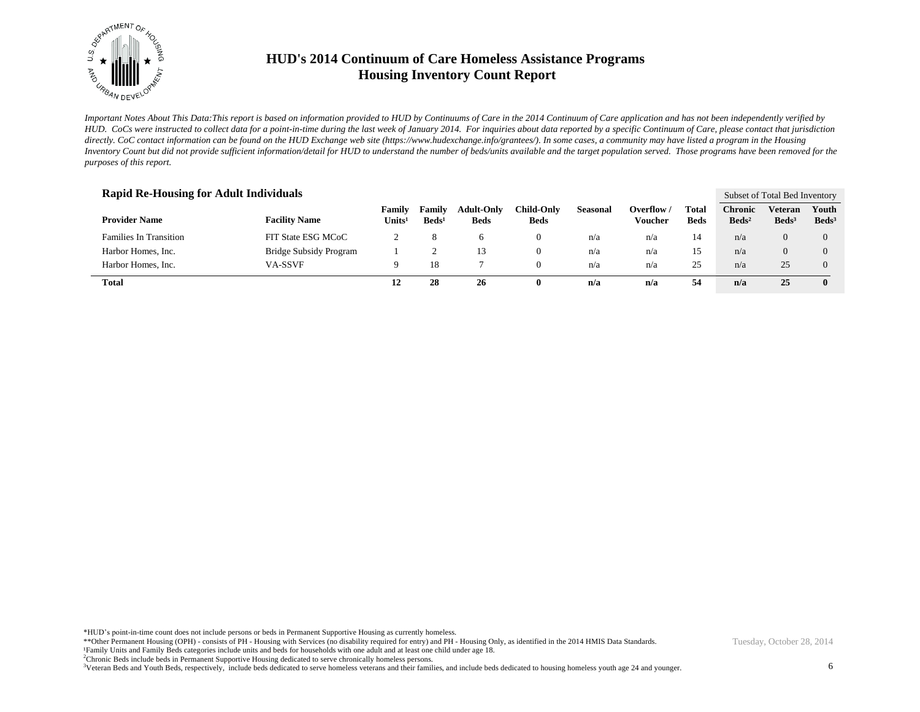# HUD's 2014 Continuum of Care Homeless Assistance Programs
## Housing Inventory Count Report

*Important Notes About This Data:This report is based on information provided to HUD by Continuums of Care in the 2014 Continuum of Care application and has not been independently verified by HUD. CoCs were instructed to collect data for a point-in-time during the last week of January 2014. For inquiries about data reported by a specific Continuum of Care, please contact that jurisdiction directly. CoC contact information can be found on the HUD Exchange web site (https://www.hudexchange.info/grantees/). In some cases, a community may have listed a program in the Housing Inventory Count but did not provide sufficient information/detail for HUD to understand the number of beds/units available and the target population served. Those programs have been removed for the purposes of this report.*

### Rapid Re-Housing for Adult Individuals

| | | | | | | | | | Subset of Total Bed Inventory | | |
|---|---|---|---|---|---|---|---|---|---|---|---|
| **Provider Name** | **Facility Name** | **Family Units[1]** | **Family Beds[1]** | **Adult-Only Beds** | **Child-Only Beds** | **Seasonal** | **Overflow / Voucher** | **Total Beds** | **Chronic Beds[2]** | **Veteran Beds[3]** | **Youth Beds[3]** |
| Families In Transition | FIT State ESG MCoC | 2 | 8 | 6 | 0 | n/a | n/a | 14 | n/a | 0 | 0 |
| Harbor Homes, Inc. | Bridge Subsidy Program | 1 | 2 | 13 | 0 | n/a | n/a | 15 | n/a | 0 | 0 |
| Harbor Homes, Inc. | VA-SSVF | 9 | 18 | 7 | 0 | n/a | n/a | 25 | n/a | 25 | 0 |
| **Total** | | **12** | **28** | **26** | **0** | **n/a** | **n/a** | **54** | **n/a** | **25** | **0** |

*HUD's point-in-time count does not include persons or beds in Permanent Supportive Housing as currently homeless.
**Other Permanent Housing (OPH) - consists of PH - Housing with Services (no disability required for entry) and PH - Housing Only, as identified in the 2014 HMIS Data Standards.
[1]Family Units and Family Beds categories include units and beds for households with one adult and at least one child under age 18.
[2]Chronic Beds include beds in Permanent Supportive Housing dedicated to serve chronically homeless persons.
[3]Veteran Beds and Youth Beds, respectively, include beds dedicated to serve homeless veterans and their families, and include beds dedicated to housing homeless youth age 24 and younger.

Tuesday, October 28, 2014